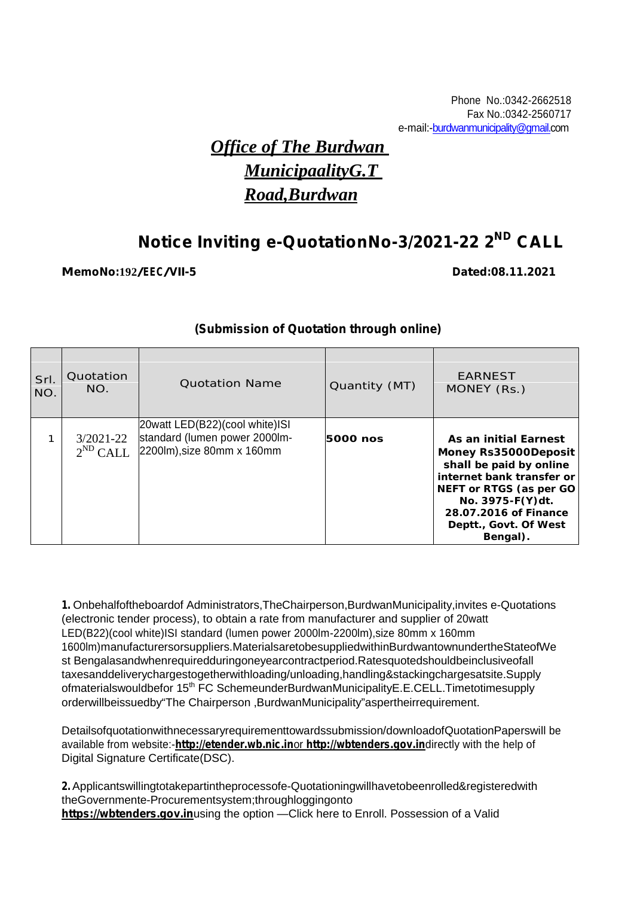Phone No.:0342-2662518
Fax No.:0342-2560717
e-mail:-burdwanmunicipality@gmail.com

# *Office of The Burdwan MunicipaalityG.T Road,Burdwan*

## Notice Inviting e-QuotationNo-3/2021-22 2ND CALL

**MemoNo:192/EEC/VII-5** **Dated:08.11.2021**

**(Submission of Quotation through online)**

| Srl. NO. | Quotation NO. | Quotation Name | Quantity (MT) | EARNEST MONEY (Rs.) |
|---|---|---|---|---|
| 1 | 3/2021-22 2ND CALL | 20watt LED(B22)(cool white)ISI standard (lumen power 2000lm-2200lm),size 80mm x 160mm | **5000 nos** | **As an initial Earnest Money Rs35000Deposit shall be paid by online internet bank transfer or NEFT or RTGS (as per GO No. 3975-F(Y)dt. 28.07.2016 of Finance Deptt., Govt. Of West Bengal).** |

**1.** Onbehalfoftheboardof Administrators,TheChairperson,BurdwanMunicipality,invites e-Quotations (electronic tender process), to obtain a rate from manufacturer and supplier of 20watt LED(B22)(cool white)ISI standard (lumen power 2000lm-2200lm),size 80mm x 160mm 1600lm)manufacturersorsuppliers.MaterialsaretobesuppliedwithinBurdwantownundertheStateofWest Bengalasandwhenrequiredduringoneyearcontractperiod.Ratesquotedshouldbeinclusiveofall taxesanddeliverychargestogetherwithloading/unloading,handling&stackingchargesatsite.Supply ofmaterialswouldbefor 15th FC SchemeunderBurdwanMunicipalityE.E.CELL.Timetotimesupply orderwillbeissuedby"The Chairperson ,BurdwanMunicipality"aspertheirrequirement.

DetailsofquotationwithnecessaryrequirementtowardssubmissionI/downloadofQuotationPaperswill be available from website:-**http://etender.wb.nic.in**or **http://wbtenders.gov.in**directly with the help of Digital Signature Certificate(DSC).

**2.** Applicantswillingtotakepartintheprocessofe-Quotationingwillhavetobeenrolled&registeredwith theGovernmente-Procurementsystem;throughloggingonto **https://wbtenders.gov.in**using the option —Click here to Enroll. Possession of a Valid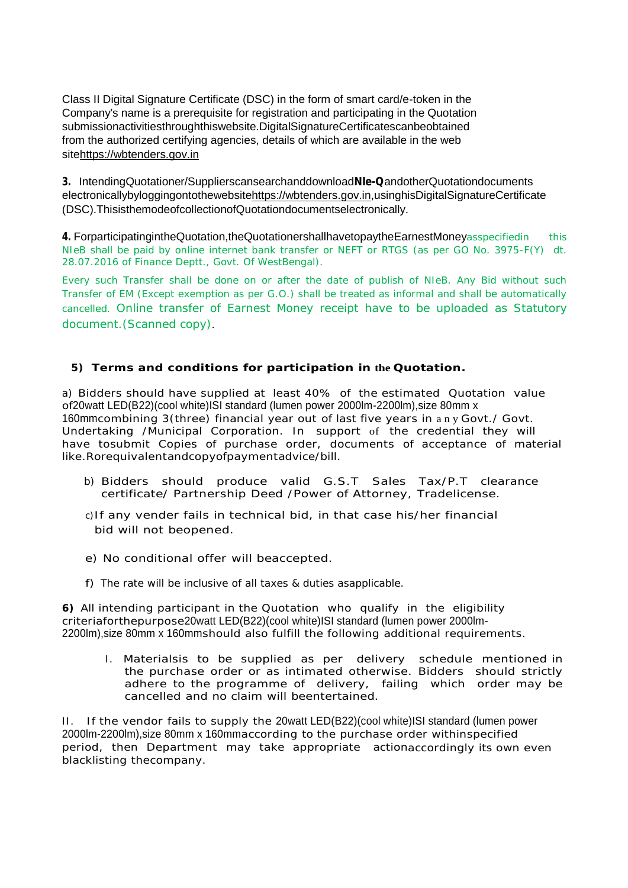Class II Digital Signature Certificate (DSC) in the form of smart card/e-token in the Company's name is a prerequisite for registration and participating in the Quotation submissionactivitiesthroughthiswebsite.DigitalSignatureCertificatescanbeobtained from the authorized certifying agencies, details of which are available in the web sitehttps://wbtenders.gov.in

**3.** IntendingQuotationer/SupplierscansearchanddownloadNIe-QandotherQuotationdocuments electronicallybyloggingontothewebsitehttps://wbtenders.gov.in,usinghisDigitalSignatureCertificate (DSC).ThisisthemodeofcollectionofQuotationdocumentselectronically.

**4.** ForparticipatingintheQuotation,theQuotationershallhavetopaytheEarnestMoneyasspecifiedin this NIeB shall be paid by online internet bank transfer or NEFT or RTGS (as per GO No. 3975-F(Y) dt. 28.07.2016 of Finance Deptt., Govt. Of WestBengal).

Every such Transfer shall be done on or after the date of publish of NIeB. Any Bid without such Transfer of EM (Except exemption as per G.O.) shall be treated as informal and shall be automatically cancelled. Online transfer of Earnest Money receipt have to be uploaded as Statutory document.(Scanned copy).

**5) Terms and conditions for participation in the Quotation.**

a) Bidders should have supplied at least 40% of the estimated Quotation value of20watt LED(B22)(cool white)ISI standard (lumen power 2000lm-2200lm),size 80mm x 160mmcombining 3(three) financial year out of last five years in any Govt./ Govt. Undertaking /Municipal Corporation. In support of the credential they will have tosubmit Copies of purchase order, documents of acceptance of material like.Rorequivalentandcopyofpaymentadvice/bill.

b) Bidders should produce valid G.S.T Sales Tax/P.T clearance certificate/ Partnership Deed /Power of Attorney, Tradelicense.

c) If any vender fails in technical bid, in that case his/her financial bid will not beopened.

e) No conditional offer will beaccepted.

f) The rate will be inclusive of all taxes & duties asapplicable.

**6)** All intending participant in the Quotation who qualify in the eligibility criteriaforthepurpose20watt LED(B22)(cool white)ISI standard (lumen power 2000lm-2200lm),size 80mm x 160mmshould also fulfill the following additional requirements.

I. Materialsis to be supplied as per delivery schedule mentioned in the purchase order or as intimated otherwise. Bidders should strictly adhere to the programme of delivery, failing which order may be cancelled and no claim will beentertained.

II. If the vendor fails to supply the 20watt LED(B22)(cool white)ISI standard (lumen power 2000lm-2200lm),size 80mm x 160mmaccording to the purchase order withinspecified period, then Department may take appropriate actionaccordingly its own even blacklisting thecompany.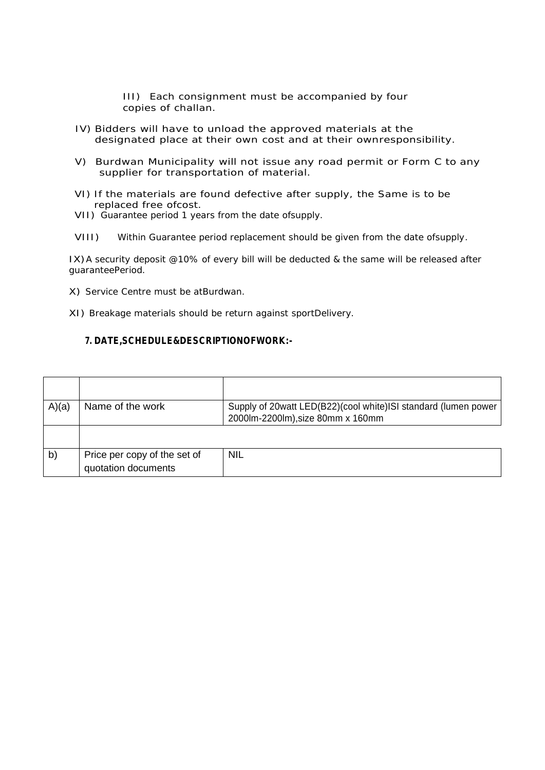III) Each consignment must be accompanied by four copies of challan.

IV) Bidders will have to unload the approved materials at the designated place at their own cost and at their ownresponsibility.

V) Burdwan Municipality will not issue any road permit or Form C to any supplier for transportation of material.

VI) If the materials are found defective after supply, the Same is to be replaced free ofcost.

VII) Guarantee period 1 years from the date ofsupply.

VIII) Within Guarantee period replacement should be given from the date ofsupply.

IX) A security deposit @10% of every bill will be deducted & the same will be released after guaranteePeriod.

X) Service Centre must be atBurdwan.

XI) Breakage materials should be return against sportDelivery.

**7. DATE,SCHEDULE&DESCRIPTIONOFWORK:-**

| | | |
|---|---|---|
| A)(a) | Name of the work | Supply of 20watt LED(B22)(cool white)ISI standard (lumen power 2000lm-2200lm),size 80mm x 160mm |
| | | |
| b) | Price per copy of the set of quotation documents | NIL |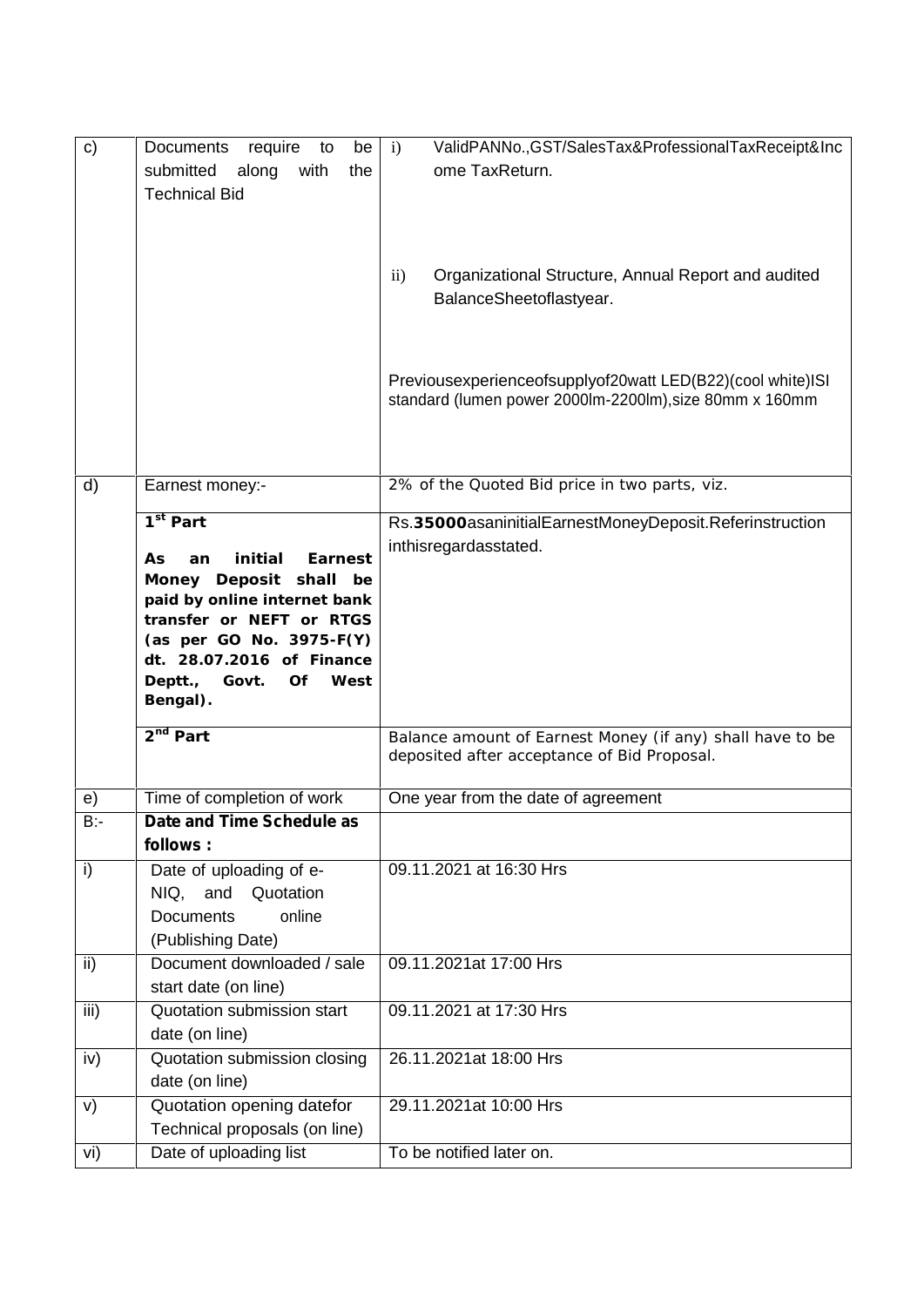| c) | Documents require to be submitted along with the Technical Bid | i) ValidPANNo.,GST/SalesTax&ProfessionalTaxReceipt&Income TaxReturn.<br><br>ii) Organizational Structure, Annual Report and audited BalanceSheetoflastyear.<br><br>Previousexperienceofsupplyof20watt LED(B22)(cool white)ISI standard (lumen power 2000lm-2200lm),size 80mm x 160mm |
|---|---|---|
| d) | Earnest money:- | 2% of the Quoted Bid price in two parts, viz. |
| | **1st Part**<br><br>**As an initial Earnest Money Deposit shall be paid by online internet bank transfer or NEFT or RTGS (as per GO No. 3975-F(Y) dt. 28.07.2016 of Finance Deptt., Govt. Of West Bengal).** | Rs.**35000**asaninitialEarnestMoneyDeposit.Referinstruction inthisregardasstated. |
| | **2nd Part** | Balance amount of Earnest Money (if any) shall have to be deposited after acceptance of Bid Proposal. |
| e) | Time of completion of work | One year from the date of agreement |
| B:- | **Date and Time Schedule as follows :** | |
| i) | Date of uploading of e-NIQ, and Quotation Documents online (Publishing Date) | 09.11.2021 at 16:30 Hrs |
| ii) | Document downloaded / sale start date (on line) | 09.11.2021at 17:00 Hrs |
| iii) | Quotation submission start date (on line) | 09.11.2021 at 17:30 Hrs |
| iv) | Quotation submission closing date (on line) | 26.11.2021at 18:00 Hrs |
| v) | Quotation opening datefor Technical proposals (on line) | 29.11.2021at 10:00 Hrs |
| vi) | Date of uploading list | To be notified later on. |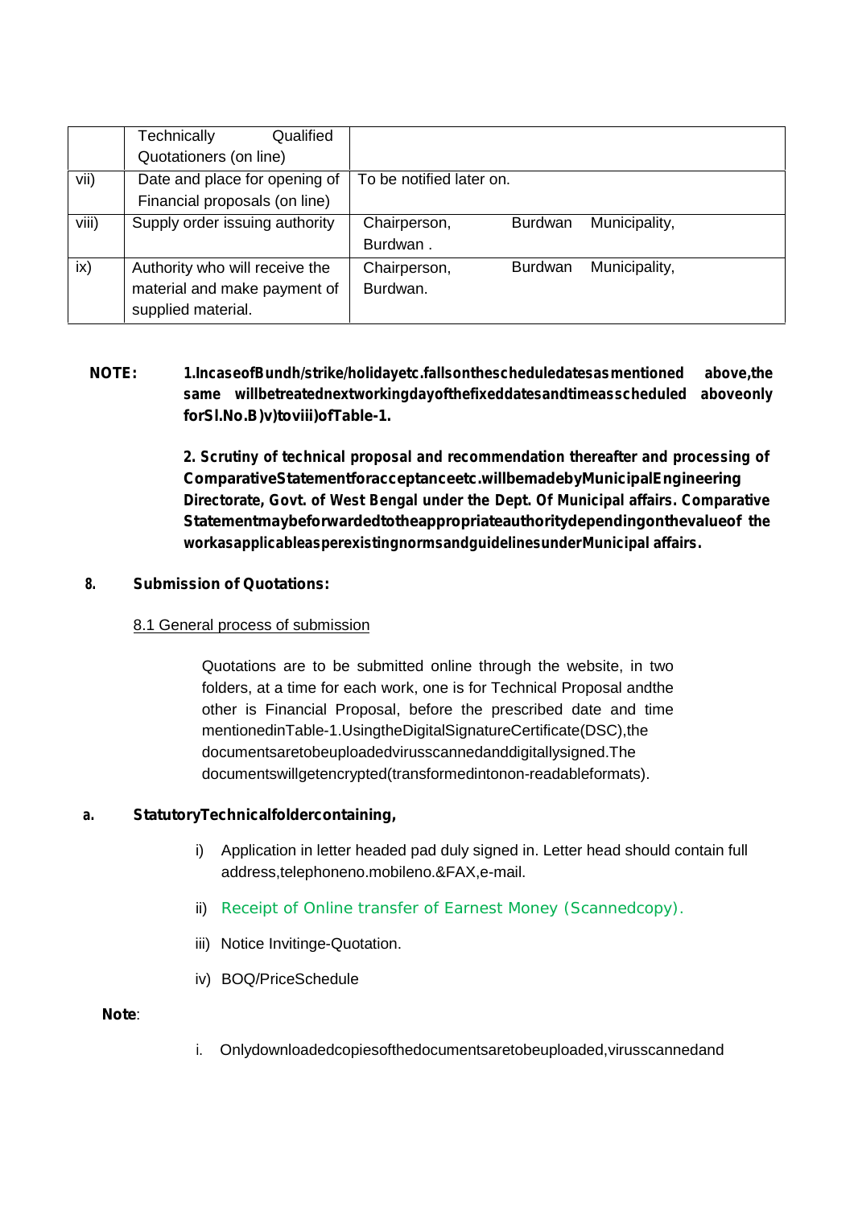| | | |
|---|---|---|
| | Technically Qualified Quotationers (on line) | |
| vii) | Date and place for opening of Financial proposals (on line) | To be notified later on. |
| viii) | Supply order issuing authority | Chairperson, Burdwan Municipality, Burdwan . |
| ix) | Authority who will receive the material and make payment of supplied material. | Chairperson, Burdwan Municipality, Burdwan. |

**NOTE:** **1.IncaseofBundh/strike/holidayetc.fallsonthescheduledatesasmentioned above,the same willbetreatednextworkingdayofthefixeddatesandtimeasscheduled aboveonly forSl.No.B)v)toviii)ofTable-1.**

**2. Scrutiny of technical proposal and recommendation thereafter and processing of ComparativeStatementforacceptanceetc.willbemadebyMunicipalEngineering Directorate, Govt. of West Bengal under the Dept. Of Municipal affairs. Comparative Statementmaybeforwardedtotheappropriateauthoritydependingonthevalueof the worksasapplicableasperexistingnormsandguidelinesunderMunicipal affairs.**

**8. Submission of Quotations:**

8.1 General process of submission

Quotations are to be submitted online through the website, in two folders, at a time for each work, one is for Technical Proposal andthe other is Financial Proposal, before the prescribed date and time mentionedinTable-1.UsingtheDigitalSignatureCertificate(DSC),the documentsaretobeuploadedvirusscannedanddigitallysigned.The documentswillgetencrypted(transformedintonon-readableformats).

**a. StatutoryTechnicalfoldercontaining,**

i) Application in letter headed pad duly signed in. Letter head should contain full address,telephoneno.mobileno.&FAX,e-mail.

ii) Receipt of Online transfer of Earnest Money (Scannedcopy).

iii) Notice Invitinge-Quotation.

iv) BOQ/PriceSchedule

**Note**:

i. Onlydownloadedcopiesofthedocumentsaretobeuploaded,virusscannedand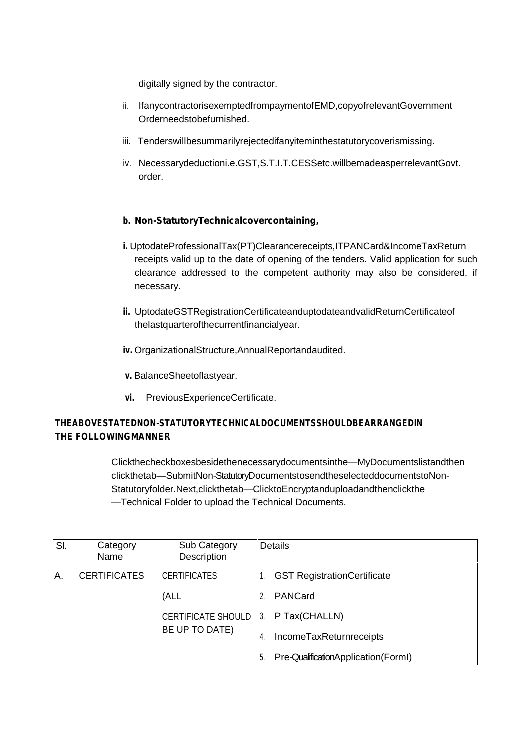digitally signed by the contractor.

ii. IfanycontractorisexemptedfrompaymentofEMD,copyofrelevantGovernment Orderneedstobefurnished.

iii. Tenderswillbesummarilyrejectedifanyiteminthestatutorycoverismissing.

iv. Necessarydeductioni.e.GST,S.T.I.T.CESSetc.willbemadeasperrelevantGovt. order.

**b. Non-StatutoryTechnicalcovercontaining,**

**i.** UptodateProfessionalTax(PT)Clearancereceipts,ITPANCard&IncomeTaxReturn receipts valid up to the date of opening of the tenders. Valid application for such clearance addressed to the competent authority may also be considered, if necessary.

**ii.** UptodateGSTRegistrationCertificateanduptodateandvalidReturnCertificateof thelastquarterofthecurrentfinancialyear.

**iv.** OrganizationalStructure,AnnualReportandaudited.

**v.** BalanceSheetoflastyear.

**vi.** PreviousExperienceCertificate.

**THEABOVESTATEDNON-STATUTORYTECHNICALDOCUMENTSSHOULDBEARRANGEDIN THE FOLLOWINGMANNER**

Clickthecheckboxesbesidethenecessarydocumentsinthe—MyDocumentslistandthen clickthetab—SubmitNon-StatutoryDocumentstosendtheselecteddocumentstoNon-Statutoryfolder.Next,clickthetab—ClicktoEncryptanduploadandthenclickthe —Technical Folder to upload the Technical Documents.

| Sl. | Category Name | Sub Category Description | Details |
|---|---|---|---|
| A. | CERTIFICATES | CERTIFICATES (ALL CERTIFICATE SHOULD BE UP TO DATE) | 1. GST RegistrationCertificate<br>2. PANCard<br>3. P Tax(CHALLN)<br>4. IncomeTaxReturnreceipts<br>5. Pre-QualificationApplication(FormI) |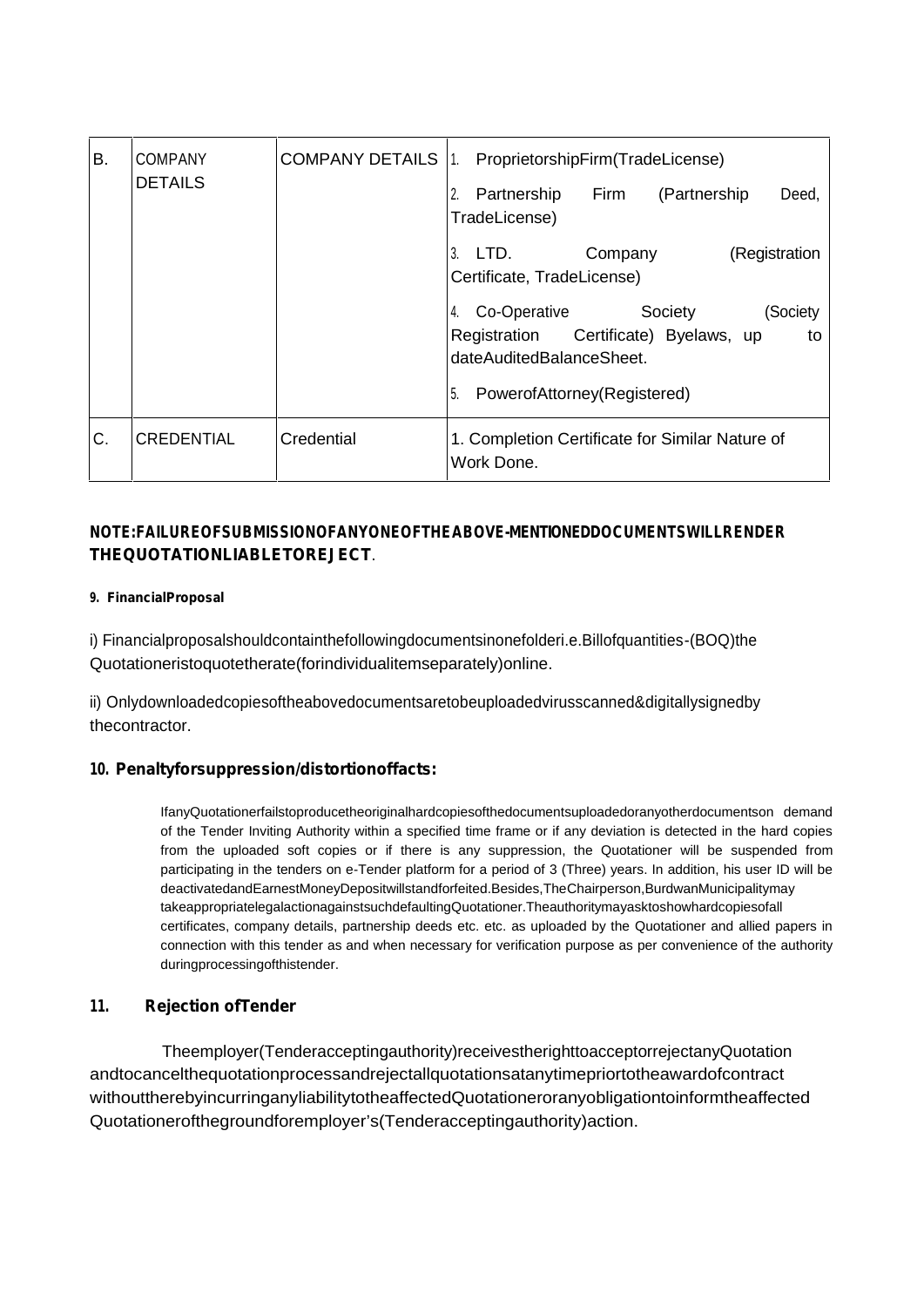| B. | COMPANY DETAILS | COMPANY DETAILS | 1. ProprietorshipFirm(TradeLicense)<br>2. Partnership Firm (Partnership Deed, TradeLicense)<br>3. LTD. Company (Registration Certificate, TradeLicense)<br>4. Co-Operative Society (Society Registration Certificate) Byelaws, up to dateAuditedBalanceSheet.<br>5. PowerofAttorney(Registered) |
|---|---|---|---|
| C. | CREDENTIAL | Credential | 1. Completion Certificate for Similar Nature of Work Done. |

**NOTE:FAILUREOFSUBMISSIONOFANYONEOFTHEABOVE-MENTIONEDDOCUMENTSWILLRENDER THEQUOTATIONLIABLETOREJECT**.

**9. FinancialProposal**

i) Financialproposalshouldcontainthefollowingdocumentsinonefolderi.e.Billofquantities-(BOQ)the Quotationeristoquotetherate(forindividualitemseparately)online.

ii) Onlydownloadedcopiesoftheabovedocumentsaretobeuploadedvirusscanned&digitallysignedby thecontractor.

**10. Penaltyforsuppression/distortionoffacts:**

IfanyQuotationerfailstoproducetheoriginalhardcopiesofthedocumentsuploadedoranyotherdocumentson demand of the Tender Inviting Authority within a specified time frame or if any deviation is detected in the hard copies from the uploaded soft copies or if there is any suppression, the Quotationer will be suspended from participating in the tenders on e-Tender platform for a period of 3 (Three) years. In addition, his user ID will be deactivatedandEarnestMoneyDepositwillstandforfeited.Besides,TheChairperson,BurdwanMunicipalitymay takeappropriatelegalactionagainstsuchdefaultingQuotationer.Theauthoritymayasktoshowhardcopiesofall certificates, company details, partnership deeds etc. etc. as uploaded by the Quotationer and allied papers in connection with this tender as and when necessary for verification purpose as per convenience of the authority duringprocessingofthistender.

**11. Rejection ofTender**

Theemployer(Tenderacceptingauthority)receivestherighttoacceptorrejectanyQuotation andtocancelthequotationprocessandrejectallquotationsatanytimepriortotheawardofcontract withouttherebyincurringanyliabilitytotheaffectedQuotationeroranyobligationtoinformtheaffected Quotationerofthegroundforemployer's(Tenderacceptingauthority)action.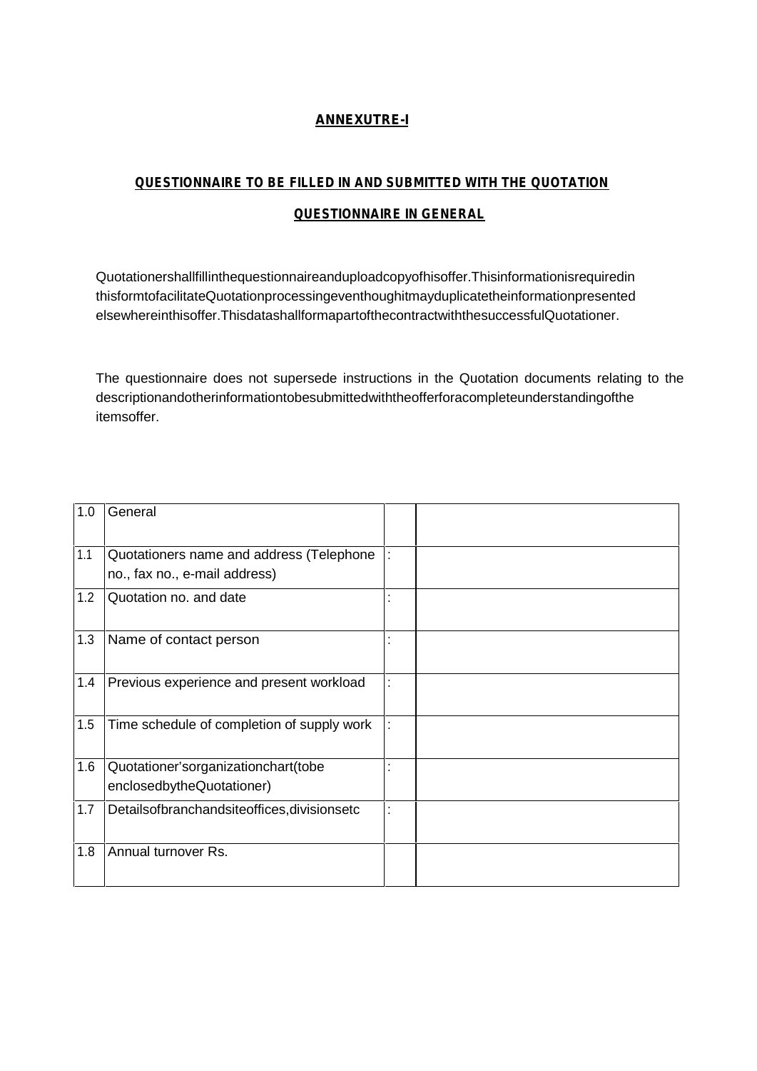**ANNEXUTRE-I**

**QUESTIONNAIRE TO BE FILLED IN AND SUBMITTED WITH THE QUOTATION**

**QUESTIONNAIRE IN GENERAL**

Quotationershallfillinthequestionnaireanduploadcopyofhisoffer.Thisinformationisrequiredin thisformtofacilitateQuotationprocessingeventhoughitmayduplicatetheinformationpresented elsewhereinthisoffer.ThisdatashallformapartofthecontractwiththesuccessfulQuotationer.

The questionnaire does not supersede instructions in the Quotation documents relating to the descriptionandotherinformationtobesubmittedwiththeofferforacompleteunderstandingofthe itemsoffer.

| 1.0 | General | | |
|---|---|---|---|
| 1.1 | Quotationers name and address (Telephone no., fax no., e-mail address) | : | |
| 1.2 | Quotation no. and date | : | |
| 1.3 | Name of contact person | : | |
| 1.4 | Previous experience and present workload | : | |
| 1.5 | Time schedule of completion of supply work | : | |
| 1.6 | Quotationer'sorganizationchart(tobe enclosedbytheQuotationer) | : | |
| 1.7 | Detailsofbranchandsiteoffices,divisionsetc | : | |
| 1.8 | Annual turnover Rs. | | |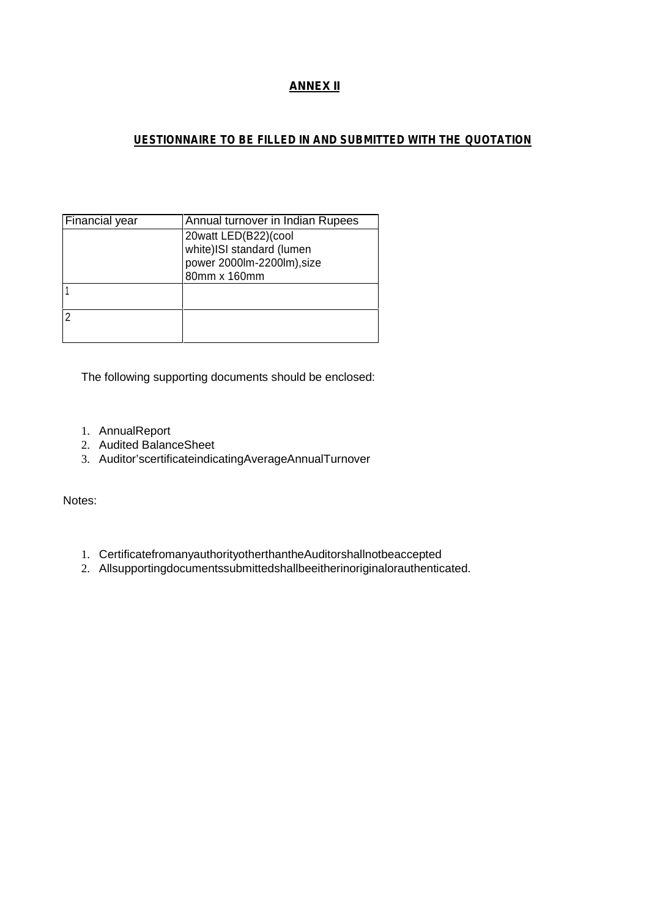**ANNEX II**

**UESTIONNAIRE TO BE FILLED IN AND SUBMITTED WITH THE QUOTATION**

| Financial year | Annual turnover in Indian Rupees |
|---|---|
| | 20watt LED(B22)(cool white)ISI standard (lumen power 2000lm-2200lm),size 80mm x 160mm |
| 1 | |
| 2 | |

The following supporting documents should be enclosed:

1. AnnualReport
2. Audited BalanceSheet
3. Auditor'scertificateindicatingAverageAnnualTurnover

Notes:

1. CertificatefromanyauthorityotherthantheAuditorshallnotbeaccepted
2. Allsupportingdocumentssubmittedshallbeeitherinoriginalorauthenticated.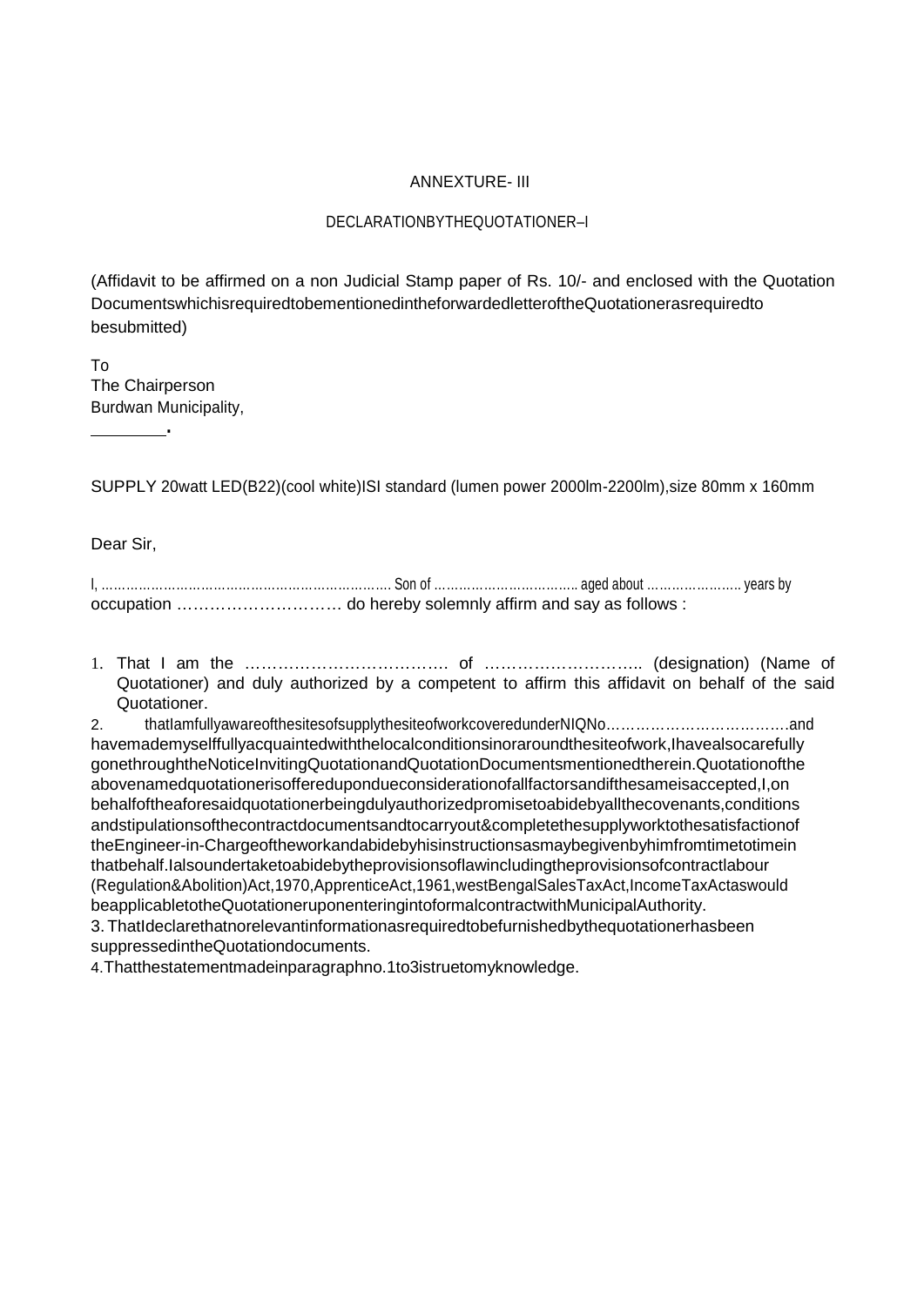ANNEXTURE- III

DECLARATIONBYTHEQUOTATIONER–I

(Affidavit to be affirmed on a non Judicial Stamp paper of Rs. 10/- and enclosed with the Quotation DocumentswhichisrequiredtobementionedintheforwardedletteroftheQuotationerasrequiredto besubmitted)

To
The Chairperson
Burdwan Municipality,
________.

SUPPLY 20watt LED(B22)(cool white)ISI standard (lumen power 2000lm-2200lm),size 80mm x 160mm

Dear Sir,

I, ………………………………………………………… Son of …………………………… aged about ………………… years by occupation ………………………… do hereby solemnly affirm and say as follows :

1. That I am the ………………………………. of ……………………….. (designation) (Name of Quotationer) and duly authorized by a competent to affirm this affidavit on behalf of the said Quotationer.
2. thatIamfullyawareofthesitesofsupplythesiteofworkcoveredunderNIQNo………………………………and havemademyselffullyacquaintedwiththelocalconditionsinoraroundthesiteofwork,Ihavealsocarefully gonethroughtheNoticeInvitingQuotationandQuotationDocumentsmentionedtherein.Quotationofthe abovenamedquotationerisofferedupondueconsiderationofallfactorsandifthesameisaccepted,I,on behalfoftheaforesaidquotationerbeingdulyauthorizedpromisetoabidebyallthecovenants,conditions andstipulationsofthecontractdocumentsandtocarryout&completethesupplyworktothesatisfactionof theEngineer-in-Chargeoftheworkandabidebyhisinstructionsasmaybegivenbyhimfromtimetotimein thatbehalf.Ialsoundertaketoabidebytheprovisionsoflawincludingtheprovisionsofcontractlabour (Regulation&Abolition)Act,1970,ApprenticeAct,1961,westBengalSalesTaxAct,IncomeTaxActaswould beapplicabletotheQuotationeruponenteringintoformalcontractwithMunicipalAuthority.
3. ThatIdeclarethatnorelevantinformationasrequiredtobefurnishedbythequotationerhasbeen suppressedintheQuotationdocuments.
4. Thatthestatementmadeinparagraphno.1to3istruetomyknowledge.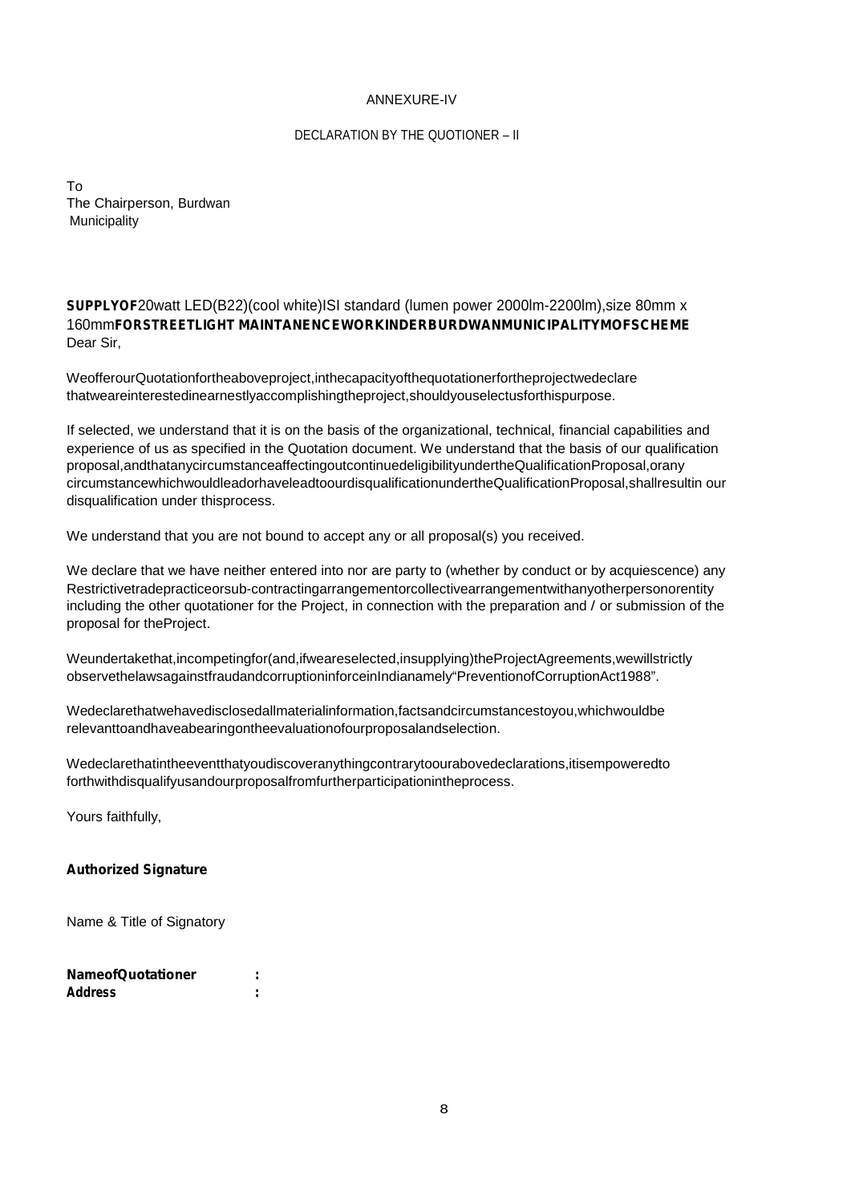ANNEXURE-IV

DECLARATION BY THE QUOTIONER – II

To
The Chairperson, Burdwan
Municipality

**SUPPLYOF**20watt LED(B22)(cool white)ISI standard (lumen power 2000lm-2200lm),size 80mm x 160mm**FORSTREETLIGHT MAINTANENCEWORKINDERBURDWANMUNICIPALITYMOFSCHEME**
Dear Sir,

WeofferourQuotationfortheaboveproject,inthecapacityofthequotationerfortheprojectwedeclare thatweareinterestedinearnestlyaccomplishingtheproject,shouldyouselectusforthispurpose.

If selected, we understand that it is on the basis of the organizational, technical, financial capabilities and experience of us as specified in the Quotation document. We understand that the basis of our qualification proposal,andthatanycircumstanceaffectingoutcontinuedeligibilityundertheQualificationProposal,orany circumstancewhichwouldleadorhaveleadtoourdisqualificationundertheQualificationProposal,shallresultin our disqualification under thisprocess.

We understand that you are not bound to accept any or all proposal(s) you received.

We declare that we have neither entered into nor are party to (whether by conduct or by acquiescence) any Restrictivetradepracticeorsub-contractingarrangementorcollectivearrangementwithanyotherpersonorentity including the other quotationer for the Project, in connection with the preparation and / or submission of the proposal for theProject.

Weundertakethat,incompetingfor(and,ifweareselected,insupplying)theProjectAgreements,wewillstrictly observethelawsagainstfraudandcorruptioninforceinIndianamely"PreventionofCorruptionAct1988".

Wedeclarethatwehavedisclosedallmaterialinformation,factsandcircumstancestoyou,whichwouldbe relevanttoandhaveabearingontheevaluationofourproposalandselection.

Wedeclarethatintheeventthatyoudiscoveranythingcontrarytoourabovedeclarations,itisempoweredto forthwithdisqualifyusandourproposalfromfurtherparticipationintheprocess.

Yours faithfully,

**Authorized Signature**

Name & Title of Signatory

**NameofQuotationer :**
**Address :**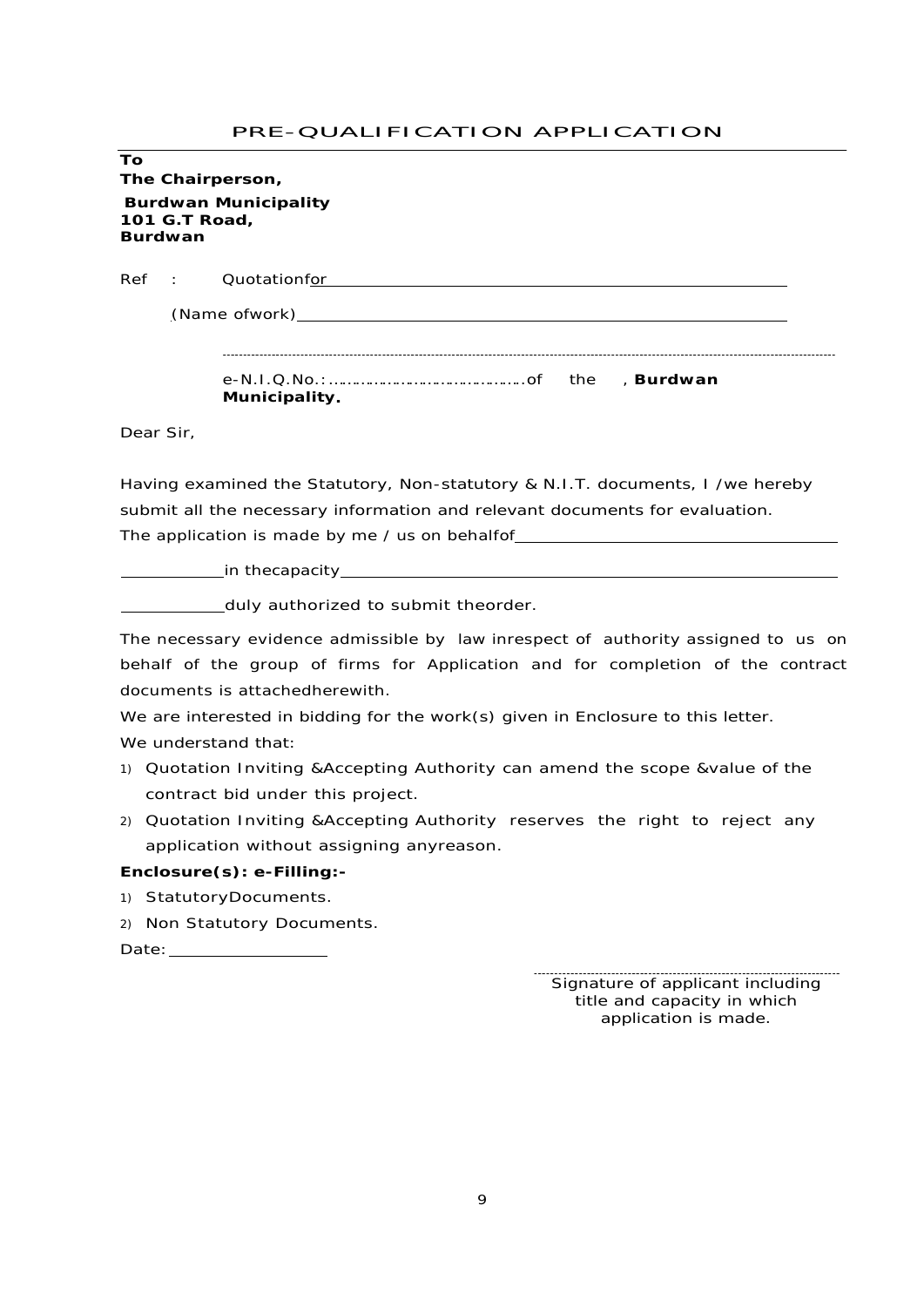# PRE-QUALIFICATION APPLICATION

**To**
**The Chairperson,**
**Burdwan Municipality**
**101 G.T Road,**
**Burdwan**

Ref : Quotationfor \_\_\_\_\_\_\_\_\_\_\_\_\_\_\_\_\_\_\_\_\_\_\_\_\_\_\_\_\_\_\_\_\_\_\_\_\_\_\_\_\_\_\_\_\_\_\_\_\_\_\_\_

(Name ofwork)\_\_\_\_\_\_\_\_\_\_\_\_\_\_\_\_\_\_\_\_\_\_\_\_\_\_\_\_\_\_\_\_\_\_\_\_\_\_\_\_\_\_\_\_\_\_\_\_\_\_\_\_

-----------------------------------------------------------------------------------------------------------------------------------------------

e-N.I.Q.No.:…………………………………….of the , **Burdwan Municipality.**

Dear Sir,

Having examined the Statutory, Non-statutory & N.I.T. documents, I /we hereby submit all the necessary information and relevant documents for evaluation.
The application is made by me / us on behalfof\_\_\_\_\_\_\_\_\_\_\_\_\_\_\_\_\_\_\_\_\_\_\_\_\_\_\_\_\_\_\_\_\_\_\_\_

\_\_\_\_\_\_\_\_\_\_\_in thecapacity\_\_\_\_\_\_\_\_\_\_\_\_\_\_\_\_\_\_\_\_\_\_\_\_\_\_\_\_\_\_\_\_\_\_\_\_\_\_\_\_\_\_\_\_\_\_\_\_\_\_\_\_\_\_\_\_

\_\_\_\_\_\_\_\_\_\_\_duly authorized to submit theorder.

The necessary evidence admissible by law inrespect of authority assigned to us on behalf of the group of firms for Application and for completion of the contract documents is attachedherewith.

We are interested in bidding for the work(s) given in Enclosure to this letter.

We understand that:

1) Quotation Inviting &Accepting Authority can amend the scope &value of the contract bid under this project.
2) Quotation Inviting &Accepting Authority reserves the right to reject any application without assigning anyreason.

**Enclosure(s): e-Filling:-**

1) StatutoryDocuments.
2) Non Statutory Documents.

Date: \_\_\_\_\_\_\_\_\_\_\_\_\_\_\_\_\_\_

---------------------------------------------------------------------------
Signature of applicant including title and capacity in which application is made.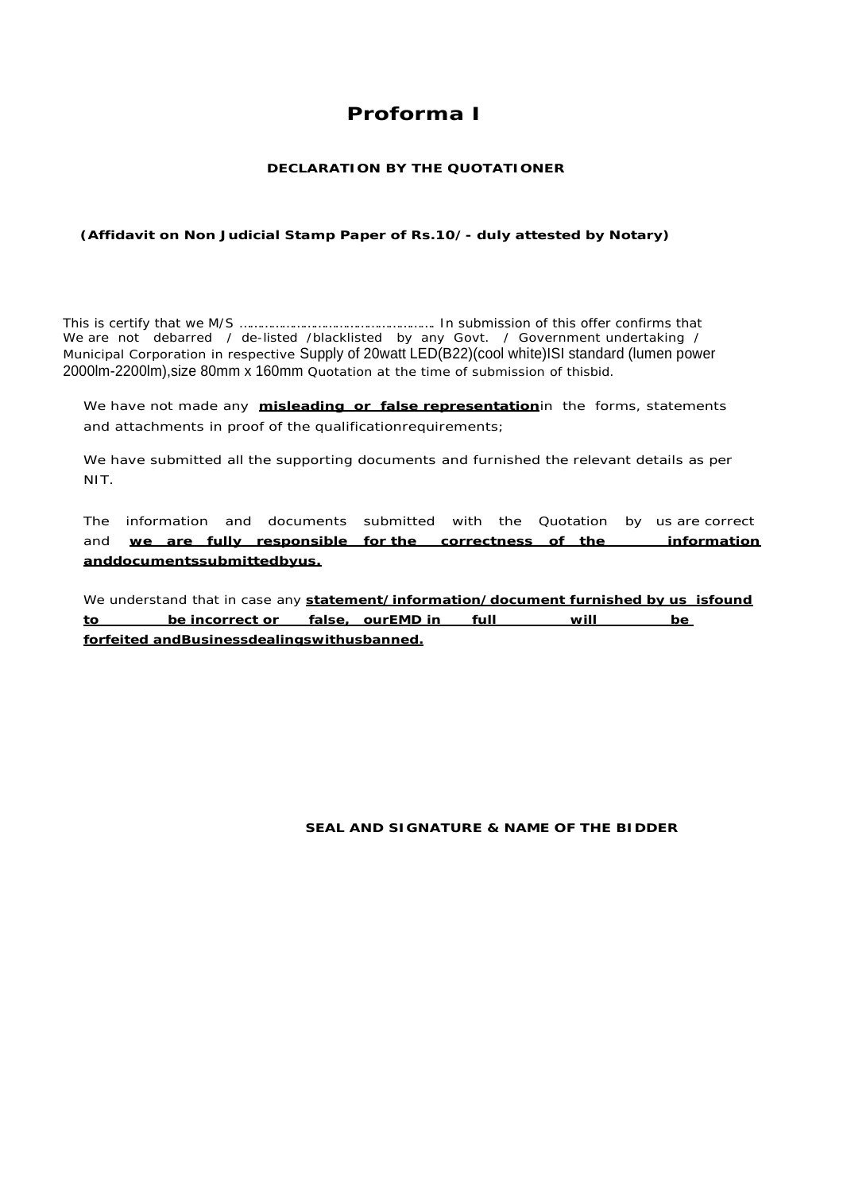# Proforma I

**DECLARATION BY THE QUOTATIONER**

**(Affidavit on Non Judicial Stamp Paper of Rs.10/- duly attested by Notary)**

This is certify that we M/S ………………………………………………. In submission of this offer confirms that We are not debarred / de-listed /blacklisted by any Govt. / Government undertaking / Municipal Corporation in respective Supply of 20watt LED(B22)(cool white)ISI standard (lumen power 2000lm-2200lm),size 80mm x 160mm Quotation at the time of submission of thisbid.

We have not made any **misleading or false representation**in the forms, statements and attachments in proof of the qualificationrequirements;

We have submitted all the supporting documents and furnished the relevant details as per NIT.

The information and documents submitted with the Quotation by us are correct and **we are fully responsible for the correctness of the information anddocumentssubmittedbyus.**

We understand that in case any **statement/information/document furnished by us isfound to be incorrect or false, ourEMD in full will be forfeited andBusinessdealingswithusbanned.**

**SEAL AND SIGNATURE & NAME OF THE BIDDER**